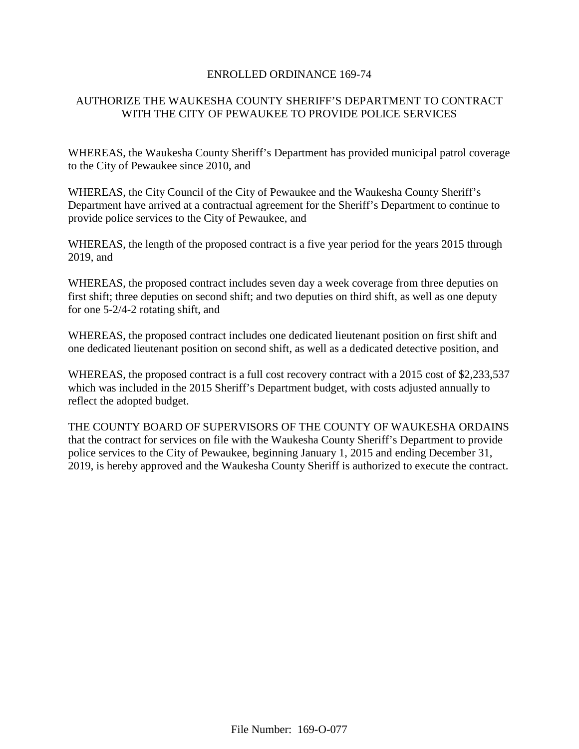# ENROLLED ORDINANCE 169-74

## AUTHORIZE THE WAUKESHA COUNTY SHERIFF'S DEPARTMENT TO CONTRACT WITH THE CITY OF PEWAUKEE TO PROVIDE POLICE SERVICES

WHEREAS, the Waukesha County Sheriff's Department has provided municipal patrol coverage to the City of Pewaukee since 2010, and

WHEREAS, the City Council of the City of Pewaukee and the Waukesha County Sheriff's Department have arrived at a contractual agreement for the Sheriff's Department to continue to provide police services to the City of Pewaukee, and

WHEREAS, the length of the proposed contract is a five year period for the years 2015 through 2019, and

WHEREAS, the proposed contract includes seven day a week coverage from three deputies on first shift; three deputies on second shift; and two deputies on third shift, as well as one deputy for one 5-2/4-2 rotating shift, and

WHEREAS, the proposed contract includes one dedicated lieutenant position on first shift and one dedicated lieutenant position on second shift, as well as a dedicated detective position, and

WHEREAS, the proposed contract is a full cost recovery contract with a 2015 cost of $2,233,537 which was included in the 2015 Sheriff's Department budget, with costs adjusted annually to reflect the adopted budget.

THE COUNTY BOARD OF SUPERVISORS OF THE COUNTY OF WAUKESHA ORDAINS that the contract for services on file with the Waukesha County Sheriff's Department to provide police services to the City of Pewaukee, beginning January 1, 2015 and ending December 31, 2019, is hereby approved and the Waukesha County Sheriff is authorized to execute the contract.

File Number: 169-O-077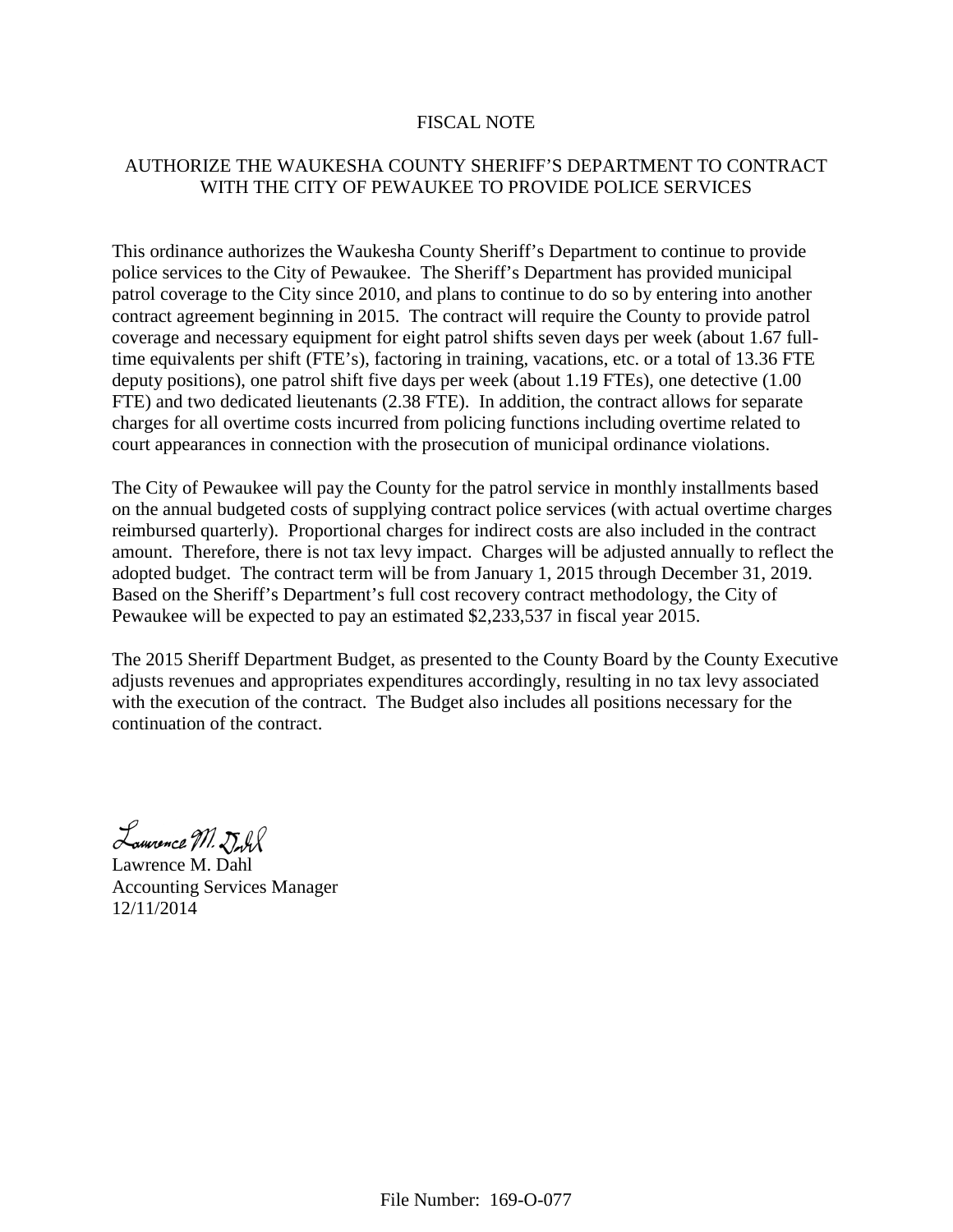# FISCAL NOTE

## AUTHORIZE THE WAUKESHA COUNTY SHERIFF'S DEPARTMENT TO CONTRACT WITH THE CITY OF PEWAUKEE TO PROVIDE POLICE SERVICES

This ordinance authorizes the Waukesha County Sheriff's Department to continue to provide police services to the City of Pewaukee. The Sheriff's Department has provided municipal patrol coverage to the City since 2010, and plans to continue to do so by entering into another contract agreement beginning in 2015. The contract will require the County to provide patrol coverage and necessary equipment for eight patrol shifts seven days per week (about 1.67 full-time equivalents per shift (FTE's), factoring in training, vacations, etc. or a total of 13.36 FTE deputy positions), one patrol shift five days per week (about 1.19 FTEs), one detective (1.00 FTE) and two dedicated lieutenants (2.38 FTE). In addition, the contract allows for separate charges for all overtime costs incurred from policing functions including overtime related to court appearances in connection with the prosecution of municipal ordinance violations.

The City of Pewaukee will pay the County for the patrol service in monthly installments based on the annual budgeted costs of supplying contract police services (with actual overtime charges reimbursed quarterly). Proportional charges for indirect costs are also included in the contract amount. Therefore, there is not tax levy impact. Charges will be adjusted annually to reflect the adopted budget. The contract term will be from January 1, 2015 through December 31, 2019. Based on the Sheriff's Department's full cost recovery contract methodology, the City of Pewaukee will be expected to pay an estimated $2,233,537 in fiscal year 2015.

The 2015 Sheriff Department Budget, as presented to the County Board by the County Executive adjusts revenues and appropriates expenditures accordingly, resulting in no tax levy associated with the execution of the contract. The Budget also includes all positions necessary for the continuation of the contract.

Lawrence M. Dahl
Accounting Services Manager
12/11/2014

File Number: 169-O-077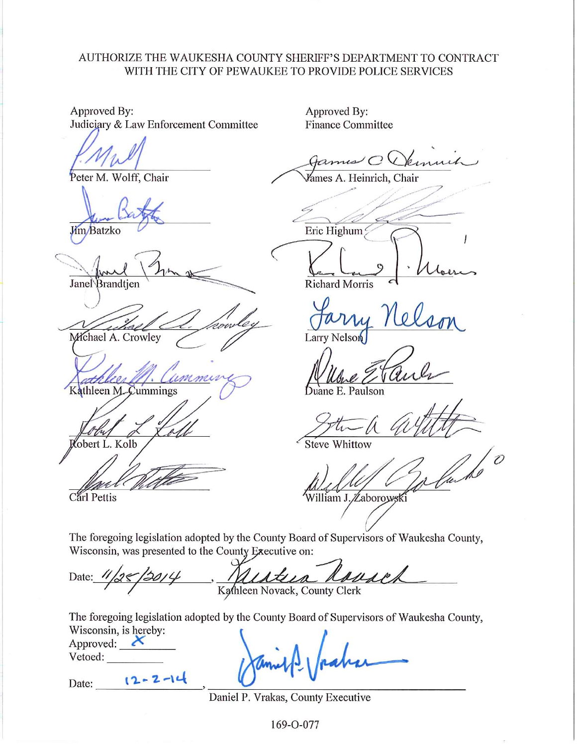AUTHORIZE THE WAUKESHA COUNTY SHERIFF'S DEPARTMENT TO CONTRACT WITH THE CITY OF PEWAUKEE TO PROVIDE POLICE SERVICES

| Approved By: Judiciary & Law Enforcement Committee | Approved By: Finance Committee |
| --- | --- |
| Peter M. Wolff, Chair | James A. Heinrich, Chair |
| Jim Batzko | Eric Highum |
| Janel Brandtjen | Richard Morris |
| Michael A. Crowley | Larry Nelson |
| Kathleen M. Cummings | Duane E. Paulson |
| Robert L. Kolb | Steve Whittow |
| Carl Pettis | William J. Zaborowski |

The foregoing legislation adopted by the County Board of Supervisors of Waukesha County, Wisconsin, was presented to the County Executive on:

Date: 11/25/2014, Kathleen Novack, County Clerk

The foregoing legislation adopted by the County Board of Supervisors of Waukesha County, Wisconsin, is hereby:

Approved: X

Vetoed: ________

Date: 12-2-14, Daniel P. Vrakas, County Executive

169-O-077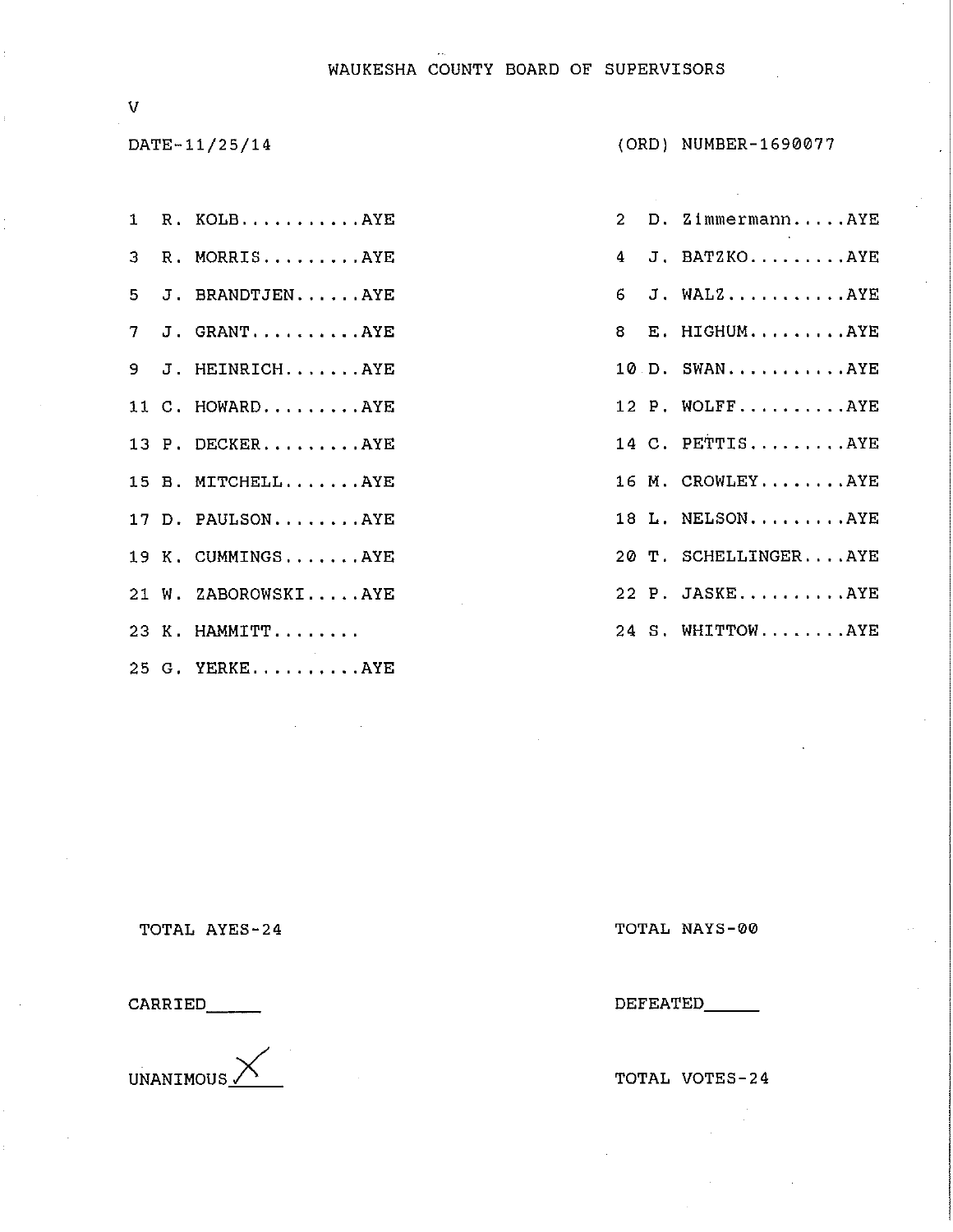WAUKESHA COUNTY BOARD OF SUPERVISORS

V

DATE-11/25/14

(ORD) NUMBER-1690077

| | | | |
|---|---|---|---|
| 1 R. KOLB | AYE | 2 D. Zimmermann | AYE |
| 3 R. MORRIS | AYE | 4 J. BATZKO | AYE |
| 5 J. BRANDTJEN | AYE | 6 J. WALZ | AYE |
| 7 J. GRANT | AYE | 8 E. HIGHUM | AYE |
| 9 J. HEINRICH | AYE | 10 D. SWAN | AYE |
| 11 C. HOWARD | AYE | 12 P. WOLFF | AYE |
| 13 P. DECKER | AYE | 14 C. PETTIS | AYE |
| 15 B. MITCHELL | AYE | 16 M. CROWLEY | AYE |
| 17 D. PAULSON | AYE | 18 L. NELSON | AYE |
| 19 K. CUMMINGS | AYE | 20 T. SCHELLINGER | AYE |
| 21 W. ZABOROWSKI | AYE | 22 P. JASKE | AYE |
| 23 K. HAMMITT | | 24 S. WHITTOW | AYE |
| 25 G. YERKE | AYE | | |

TOTAL AYES-24

TOTAL NAYS-00

CARRIED\_\_\_\_\_

DEFEATED\_\_\_\_\_

UNANIMOUS X

TOTAL VOTES-24